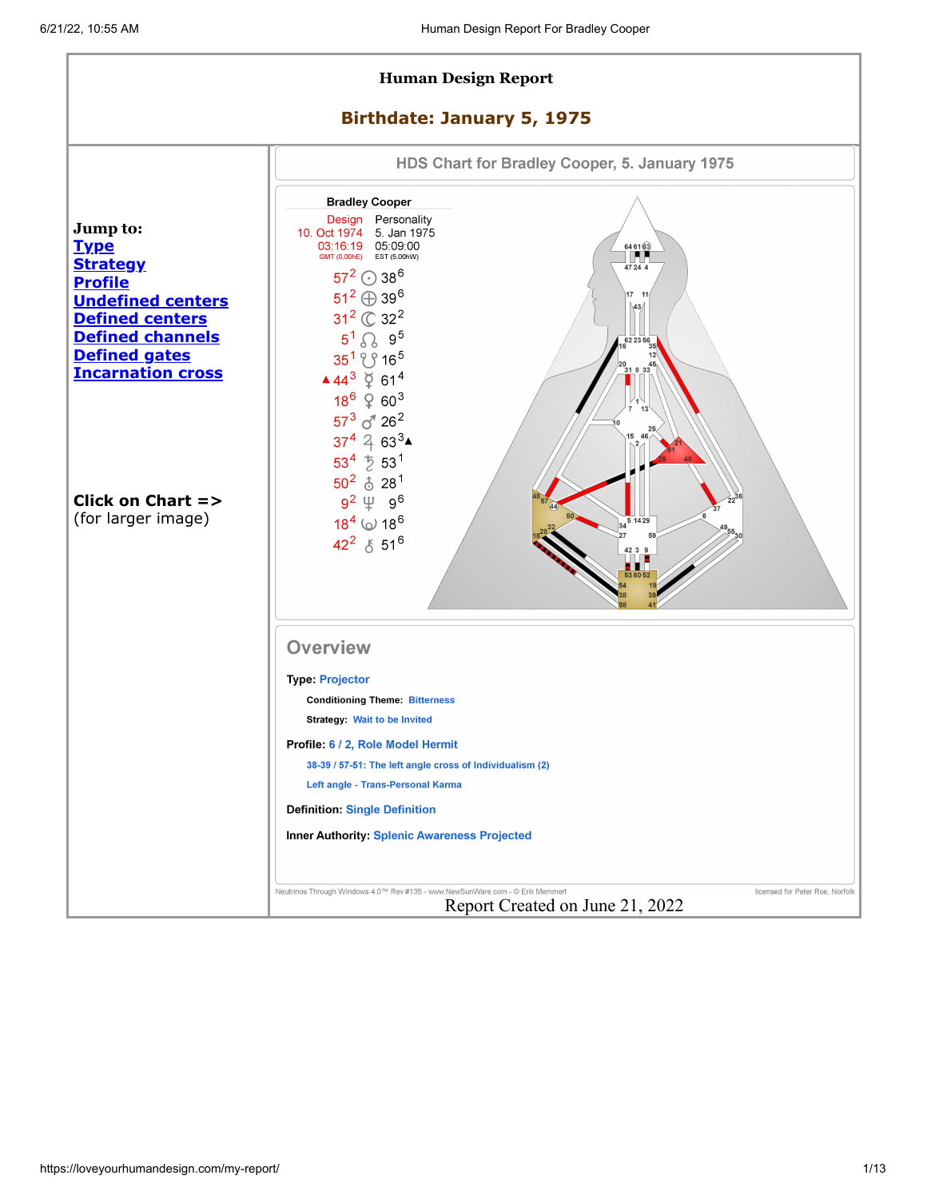# Human Design Report

## Birthdate: January 5, 1975

**Jump to:**
- [Type]
- [Strategy]
- [Profile]
- [Undefined centers]
- [Defined centers]
- [Defined channels]
- [Defined gates]
- [Incarnation cross]

**Click on Chart =>**
(for larger image)

### HDS Chart for Bradley Cooper, 5. January 1975

**Bradley Cooper**

| Design | | Personality |
|---|---|---|
| 10. Oct 1974 | | 5. Jan 1975 |
| 03:16:19 | | 05:09:00 |
| GMT (0,00hE) | | EST (5.00hW) |
| $57^2$ | ☉ | $38^6$ |
| $51^2$ | ⊕ | $39^6$ |
| $31^2$ | ☾ | $32^2$ |
| $5^1$ | ☊ | $9^5$ |
| $35^1$ | ☋ | $16^5$ |
| ▲ $44^3$ | ☿ | $61^4$ |
| $18^6$ | ♀ | $60^3$ |
| $57^3$ | ♂ | $26^2$ |
| $37^4$ | ♃ | $63^3$ ▲ |
| $53^4$ | ♄ | $53^1$ |
| $50^2$ | ♅ | $28^1$ |
| $9^2$ | ♆ | $9^6$ |
| $18^4$ | ♇ | $18^6$ |
| $42^2$ | ⚷ | $51^6$ |

## Overview

**Type:** Projector

**Conditioning Theme:** Bitterness

**Strategy:** Wait to be Invited

**Profile:** 6 / 2, Role Model Hermit

38-39 / 57-51: The left angle cross of Individualism (2)

Left angle - Trans-Personal Karma

**Definition:** Single Definition

**Inner Authority:** Splenic Awareness Projected

Neutrinos Through Windows 4.0™ Rev #135 - www.NewSunWare.com - © Erik Memmert — licensed for Peter Roe, Norfolk

Report Created on June 21, 2022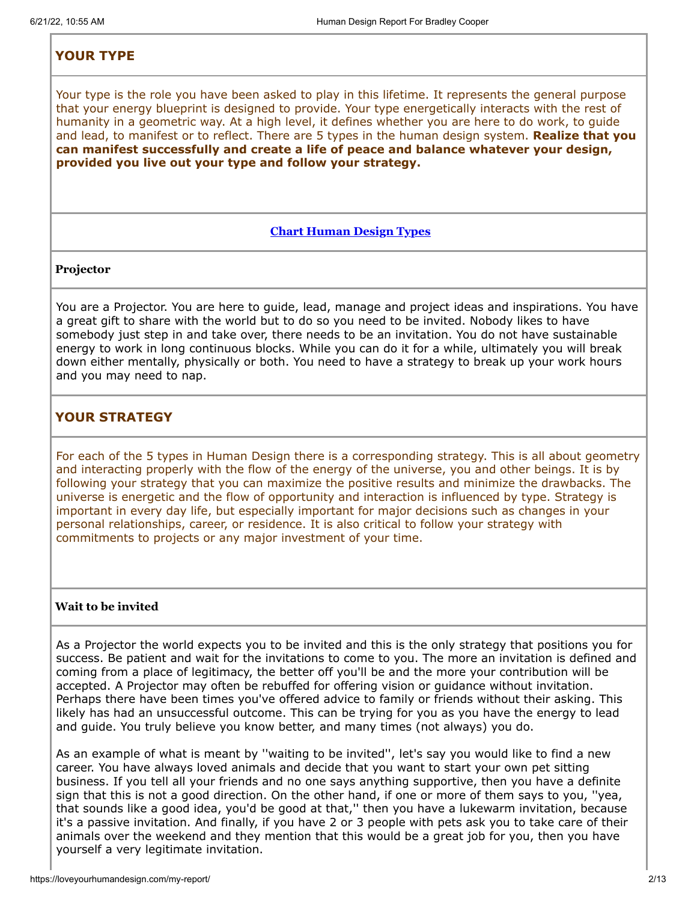## YOUR TYPE

Your type is the role you have been asked to play in this lifetime. It represents the general purpose that your energy blueprint is designed to provide. Your type energetically interacts with the rest of humanity in a geometric way. At a high level, it defines whether you are here to do work, to guide and lead, to manifest or to reflect. There are 5 types in the human design system. **Realize that you can manifest successfully and create a life of peace and balance whatever your design, provided you live out your type and follow your strategy.**

**Chart Human Design Types**

### Projector

You are a Projector. You are here to guide, lead, manage and project ideas and inspirations. You have a great gift to share with the world but to do so you need to be invited. Nobody likes to have somebody just step in and take over, there needs to be an invitation. You do not have sustainable energy to work in long continuous blocks. While you can do it for a while, ultimately you will break down either mentally, physically or both. You need to have a strategy to break up your work hours and you may need to nap.

## YOUR STRATEGY

For each of the 5 types in Human Design there is a corresponding strategy. This is all about geometry and interacting properly with the flow of the energy of the universe, you and other beings. It is by following your strategy that you can maximize the positive results and minimize the drawbacks. The universe is energetic and the flow of opportunity and interaction is influenced by type. Strategy is important in every day life, but especially important for major decisions such as changes in your personal relationships, career, or residence. It is also critical to follow your strategy with commitments to projects or any major investment of your time.

### Wait to be invited

As a Projector the world expects you to be invited and this is the only strategy that positions you for success. Be patient and wait for the invitations to come to you. The more an invitation is defined and coming from a place of legitimacy, the better off you'll be and the more your contribution will be accepted. A Projector may often be rebuffed for offering vision or guidance without invitation. Perhaps there have been times you've offered advice to family or friends without their asking. This likely has had an unsuccessful outcome. This can be trying for you as you have the energy to lead and guide. You truly believe you know better, and many times (not always) you do.

As an example of what is meant by ''waiting to be invited'', let's say you would like to find a new career. You have always loved animals and decide that you want to start your own pet sitting business. If you tell all your friends and no one says anything supportive, then you have a definite sign that this is not a good direction. On the other hand, if one or more of them says to you, ''yea, that sounds like a good idea, you'd be good at that,'' then you have a lukewarm invitation, because it's a passive invitation. And finally, if you have 2 or 3 people with pets ask you to take care of their animals over the weekend and they mention that this would be a great job for you, then you have yourself a very legitimate invitation.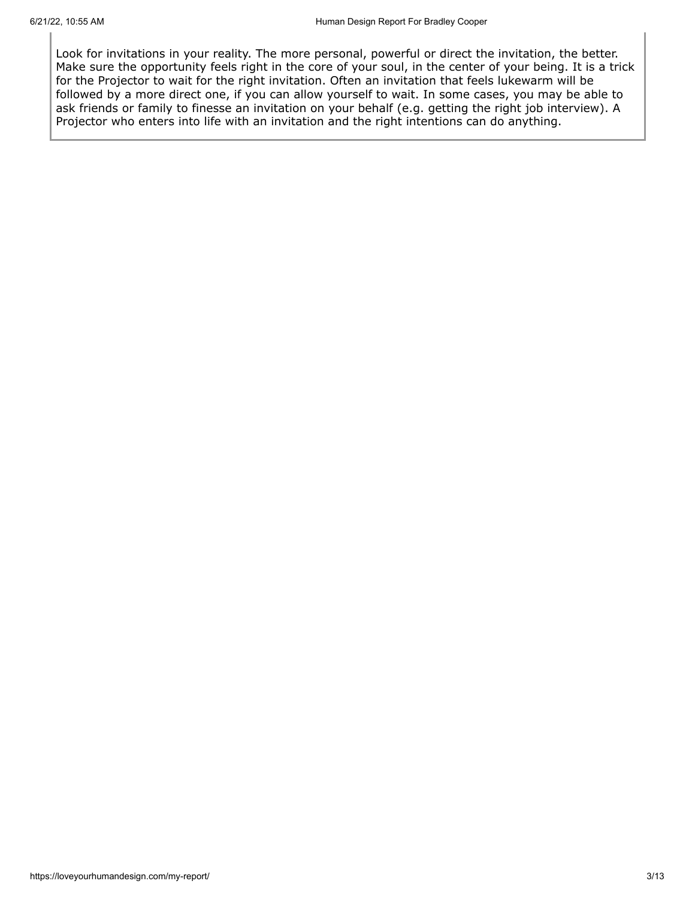Look for invitations in your reality. The more personal, powerful or direct the invitation, the better. Make sure the opportunity feels right in the core of your soul, in the center of your being. It is a trick for the Projector to wait for the right invitation. Often an invitation that feels lukewarm will be followed by a more direct one, if you can allow yourself to wait. In some cases, you may be able to ask friends or family to finesse an invitation on your behalf (e.g. getting the right job interview). A Projector who enters into life with an invitation and the right intentions can do anything.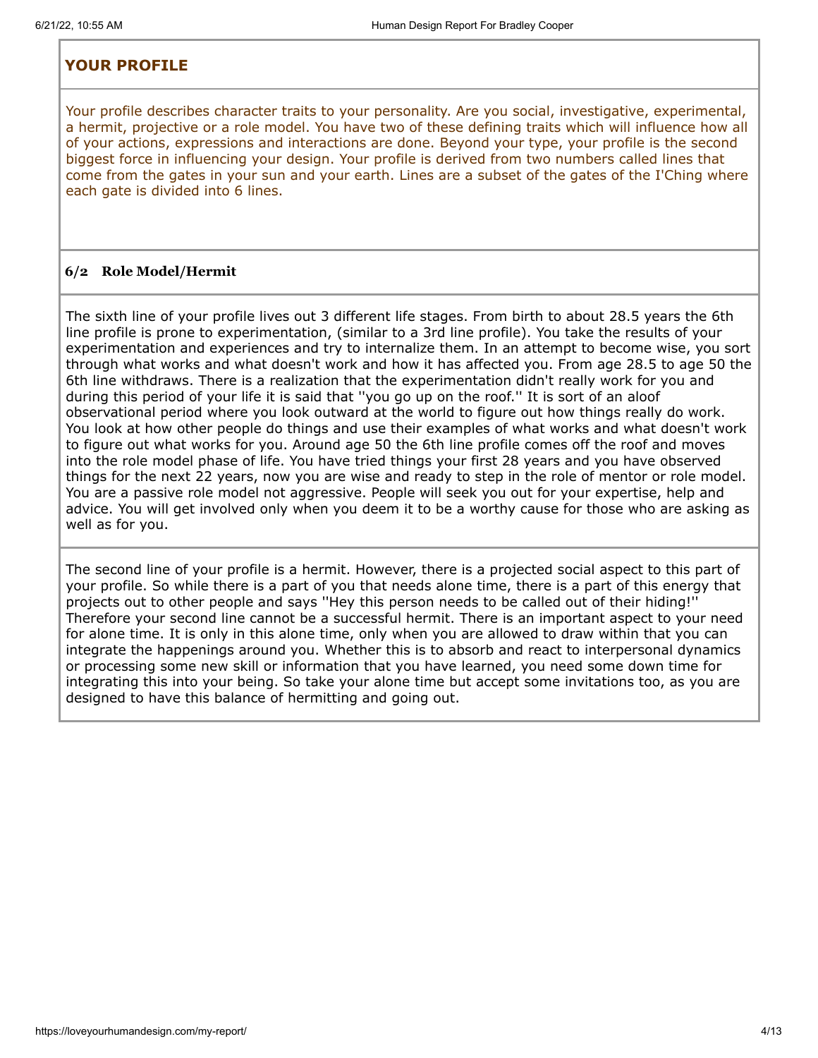## YOUR PROFILE

Your profile describes character traits to your personality. Are you social, investigative, experimental, a hermit, projective or a role model. You have two of these defining traits which will influence how all of your actions, expressions and interactions are done. Beyond your type, your profile is the second biggest force in influencing your design. Your profile is derived from two numbers called lines that come from the gates in your sun and your earth. Lines are a subset of the gates of the I'Ching where each gate is divided into 6 lines.

### 6/2 Role Model/Hermit

The sixth line of your profile lives out 3 different life stages. From birth to about 28.5 years the 6th line profile is prone to experimentation, (similar to a 3rd line profile). You take the results of your experimentation and experiences and try to internalize them. In an attempt to become wise, you sort through what works and what doesn't work and how it has affected you. From age 28.5 to age 50 the 6th line withdraws. There is a realization that the experimentation didn't really work for you and during this period of your life it is said that ''you go up on the roof.'' It is sort of an aloof observational period where you look outward at the world to figure out how things really do work. You look at how other people do things and use their examples of what works and what doesn't work to figure out what works for you. Around age 50 the 6th line profile comes off the roof and moves into the role model phase of life. You have tried things your first 28 years and you have observed things for the next 22 years, now you are wise and ready to step in the role of mentor or role model. You are a passive role model not aggressive. People will seek you out for your expertise, help and advice. You will get involved only when you deem it to be a worthy cause for those who are asking as well as for you.

The second line of your profile is a hermit. However, there is a projected social aspect to this part of your profile. So while there is a part of you that needs alone time, there is a part of this energy that projects out to other people and says ''Hey this person needs to be called out of their hiding!'' Therefore your second line cannot be a successful hermit. There is an important aspect to your need for alone time. It is only in this alone time, only when you are allowed to draw within that you can integrate the happenings around you. Whether this is to absorb and react to interpersonal dynamics or processing some new skill or information that you have learned, you need some down time for integrating this into your being. So take your alone time but accept some invitations too, as you are designed to have this balance of hermitting and going out.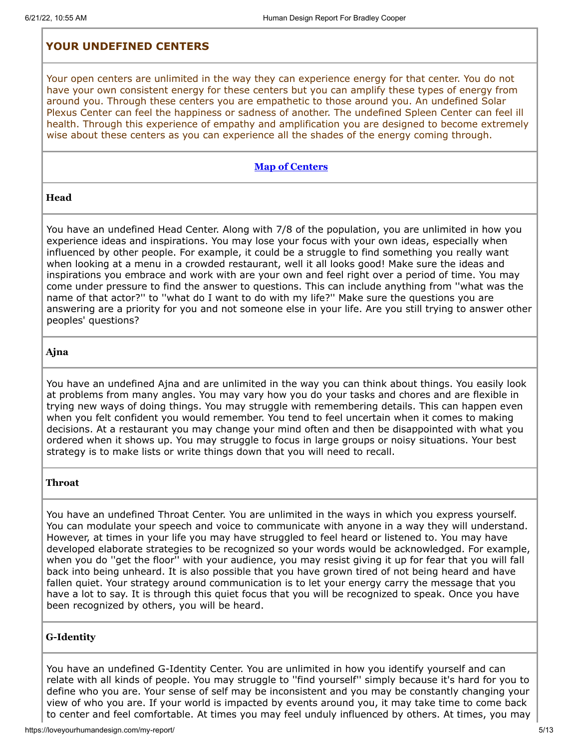## YOUR UNDEFINED CENTERS

Your open centers are unlimited in the way they can experience energy for that center. You do not have your own consistent energy for these centers but you can amplify these types of energy from around you. Through these centers you are empathetic to those around you. An undefined Solar Plexus Center can feel the happiness or sadness of another. The undefined Spleen Center can feel ill health. Through this experience of empathy and amplification you are designed to become extremely wise about these centers as you can experience all the shades of the energy coming through.

**Map of Centers**

### Head

You have an undefined Head Center. Along with 7/8 of the population, you are unlimited in how you experience ideas and inspirations. You may lose your focus with your own ideas, especially when influenced by other people. For example, it could be a struggle to find something you really want when looking at a menu in a crowded restaurant, well it all looks good! Make sure the ideas and inspirations you embrace and work with are your own and feel right over a period of time. You may come under pressure to find the answer to questions. This can include anything from ''what was the name of that actor?'' to ''what do I want to do with my life?'' Make sure the questions you are answering are a priority for you and not someone else in your life. Are you still trying to answer other peoples' questions?

### Ajna

You have an undefined Ajna and are unlimited in the way you can think about things. You easily look at problems from many angles. You may vary how you do your tasks and chores and are flexible in trying new ways of doing things. You may struggle with remembering details. This can happen even when you felt confident you would remember. You tend to feel uncertain when it comes to making decisions. At a restaurant you may change your mind often and then be disappointed with what you ordered when it shows up. You may struggle to focus in large groups or noisy situations. Your best strategy is to make lists or write things down that you will need to recall.

### Throat

You have an undefined Throat Center. You are unlimited in the ways in which you express yourself. You can modulate your speech and voice to communicate with anyone in a way they will understand. However, at times in your life you may have struggled to feel heard or listened to. You may have developed elaborate strategies to be recognized so your words would be acknowledged. For example, when you do ''get the floor'' with your audience, you may resist giving it up for fear that you will fall back into being unheard. It is also possible that you have grown tired of not being heard and have fallen quiet. Your strategy around communication is to let your energy carry the message that you have a lot to say. It is through this quiet focus that you will be recognized to speak. Once you have been recognized by others, you will be heard.

### G-Identity

You have an undefined G-Identity Center. You are unlimited in how you identify yourself and can relate with all kinds of people. You may struggle to ''find yourself'' simply because it's hard for you to define who you are. Your sense of self may be inconsistent and you may be constantly changing your view of who you are. If your world is impacted by events around you, it may take time to come back to center and feel comfortable. At times you may feel unduly influenced by others. At times, you may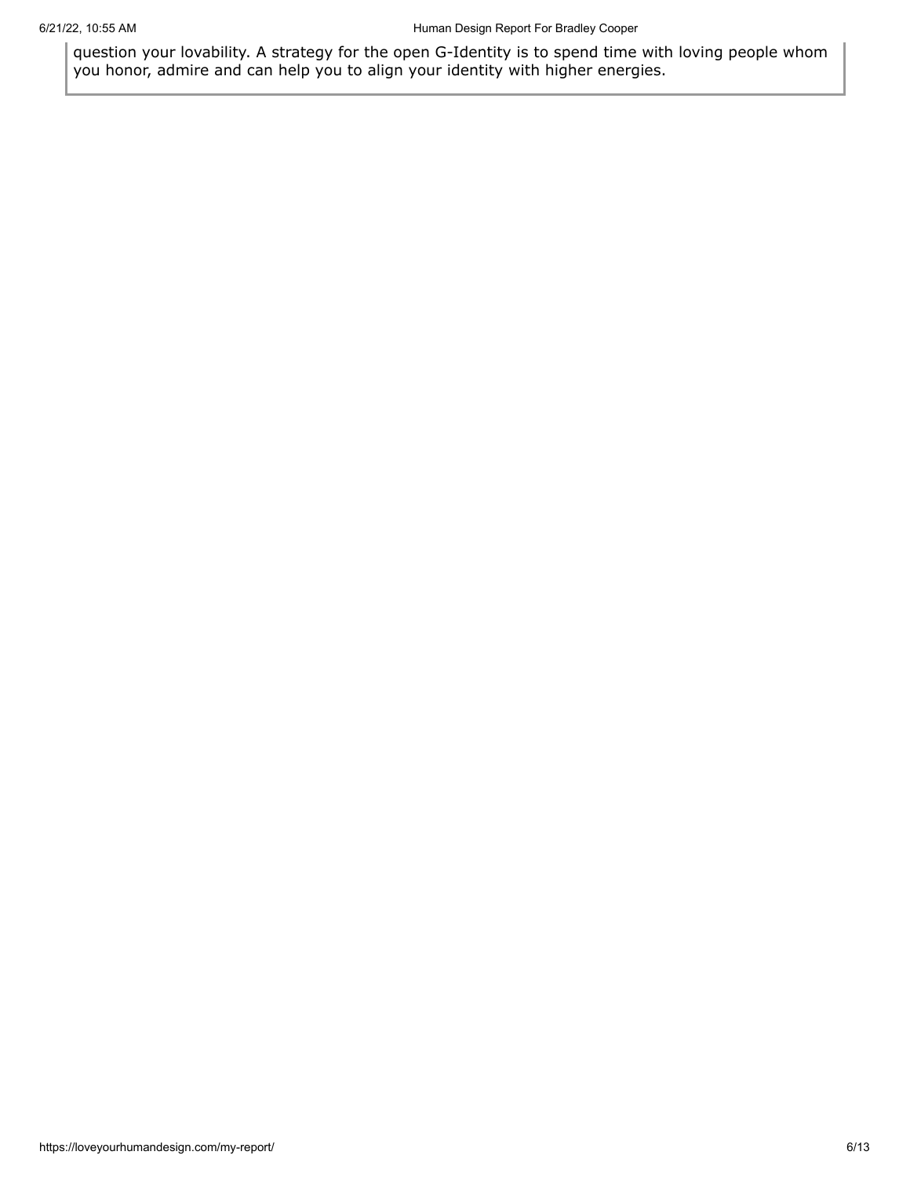question your lovability. A strategy for the open G-Identity is to spend time with loving people whom you honor, admire and can help you to align your identity with higher energies.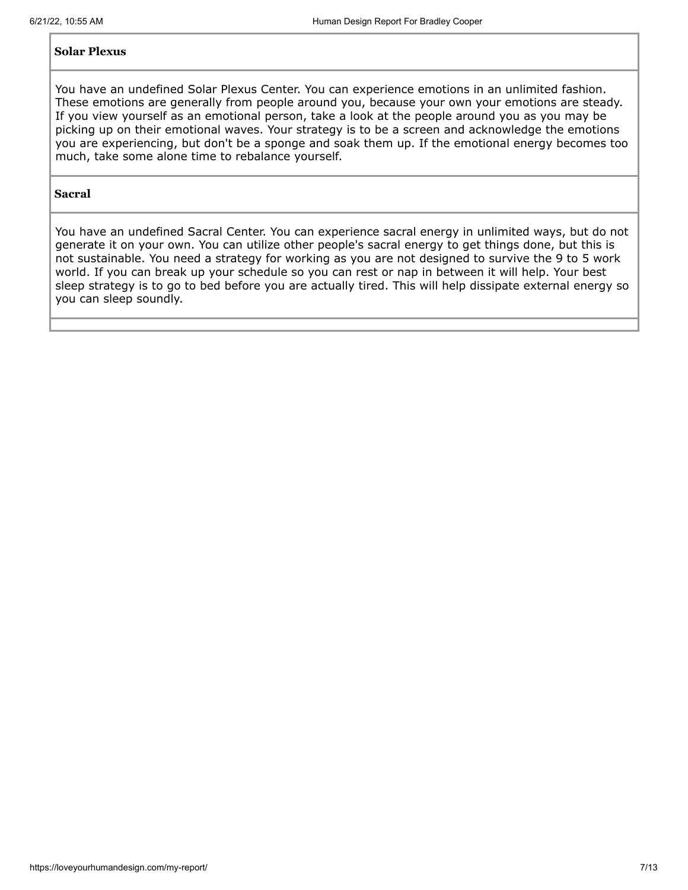**Solar Plexus**

You have an undefined Solar Plexus Center. You can experience emotions in an unlimited fashion. These emotions are generally from people around you, because your own your emotions are steady. If you view yourself as an emotional person, take a look at the people around you as you may be picking up on their emotional waves. Your strategy is to be a screen and acknowledge the emotions you are experiencing, but don't be a sponge and soak them up. If the emotional energy becomes too much, take some alone time to rebalance yourself.

**Sacral**

You have an undefined Sacral Center. You can experience sacral energy in unlimited ways, but do not generate it on your own. You can utilize other people's sacral energy to get things done, but this is not sustainable. You need a strategy for working as you are not designed to survive the 9 to 5 work world. If you can break up your schedule so you can rest or nap in between it will help. Your best sleep strategy is to go to bed before you are actually tired. This will help dissipate external energy so you can sleep soundly.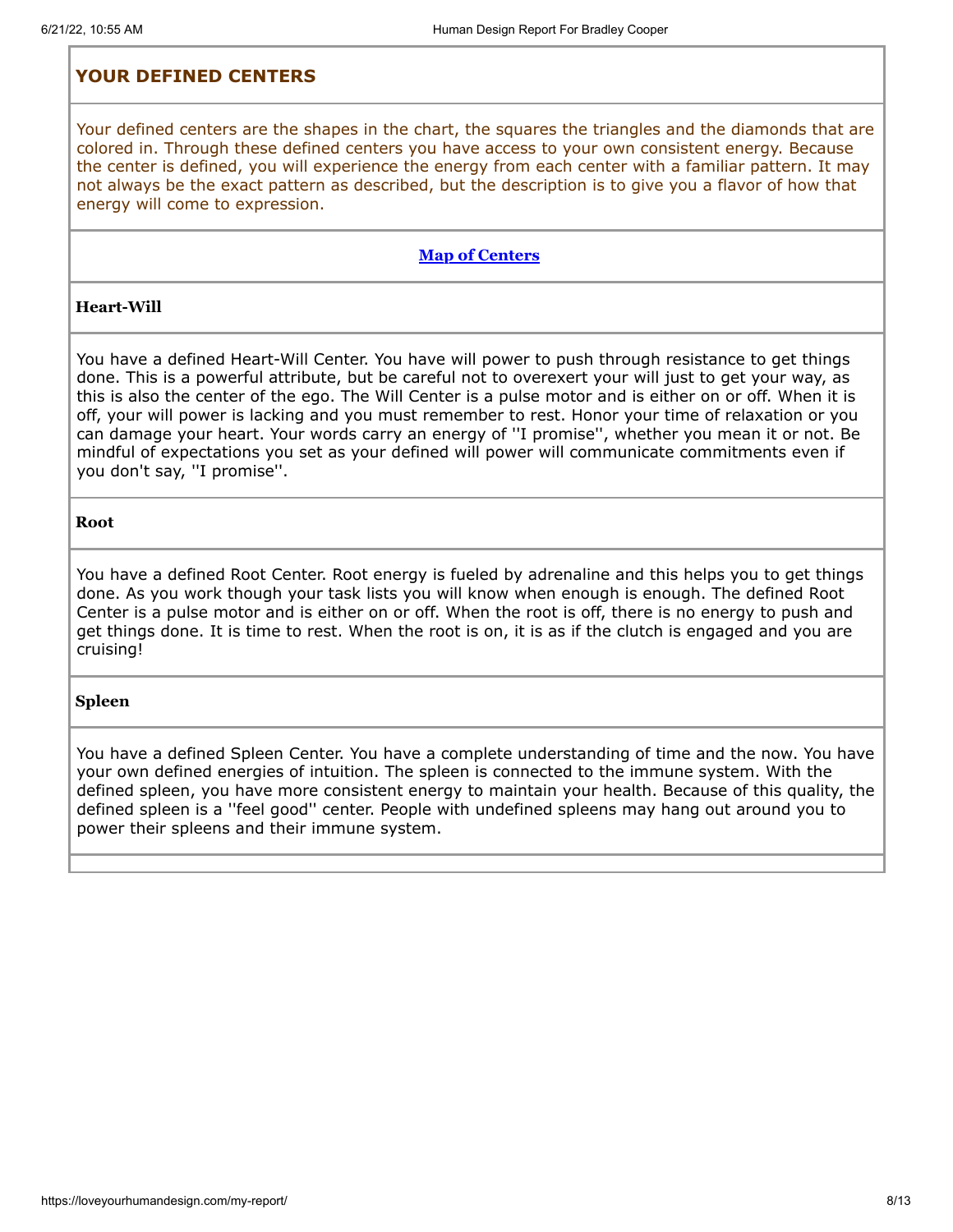## YOUR DEFINED CENTERS

Your defined centers are the shapes in the chart, the squares the triangles and the diamonds that are colored in. Through these defined centers you have access to your own consistent energy. Because the center is defined, you will experience the energy from each center with a familiar pattern. It may not always be the exact pattern as described, but the description is to give you a flavor of how that energy will come to expression.

**Map of Centers**

### Heart-Will

You have a defined Heart-Will Center. You have will power to push through resistance to get things done. This is a powerful attribute, but be careful not to overexert your will just to get your way, as this is also the center of the ego. The Will Center is a pulse motor and is either on or off. When it is off, your will power is lacking and you must remember to rest. Honor your time of relaxation or you can damage your heart. Your words carry an energy of ''I promise'', whether you mean it or not. Be mindful of expectations you set as your defined will power will communicate commitments even if you don't say, ''I promise''.

### Root

You have a defined Root Center. Root energy is fueled by adrenaline and this helps you to get things done. As you work though your task lists you will know when enough is enough. The defined Root Center is a pulse motor and is either on or off. When the root is off, there is no energy to push and get things done. It is time to rest. When the root is on, it is as if the clutch is engaged and you are cruising!

### Spleen

You have a defined Spleen Center. You have a complete understanding of time and the now. You have your own defined energies of intuition. The spleen is connected to the immune system. With the defined spleen, you have more consistent energy to maintain your health. Because of this quality, the defined spleen is a ''feel good'' center. People with undefined spleens may hang out around you to power their spleens and their immune system.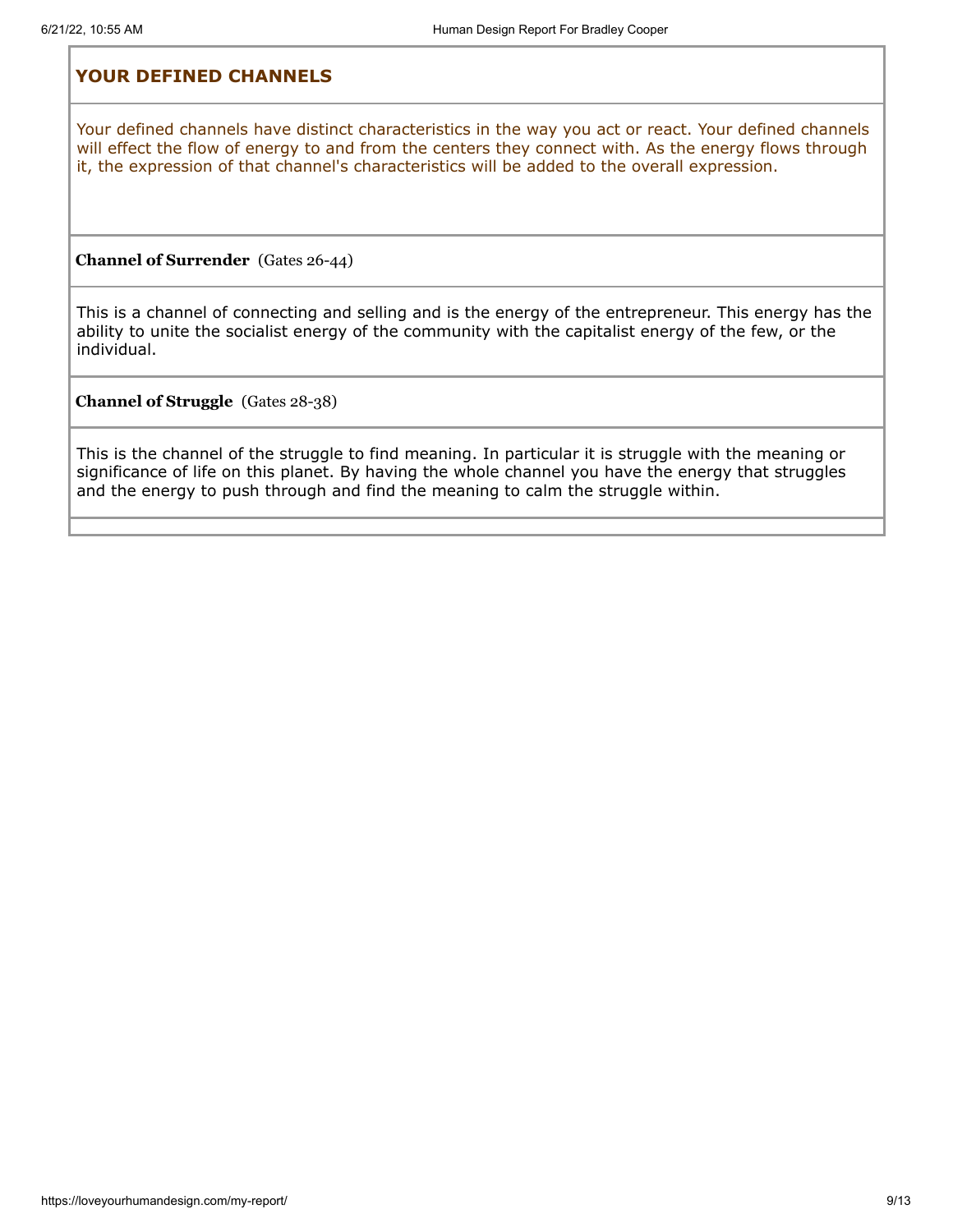## YOUR DEFINED CHANNELS

Your defined channels have distinct characteristics in the way you act or react. Your defined channels will effect the flow of energy to and from the centers they connect with. As the energy flows through it, the expression of that channel's characteristics will be added to the overall expression.

**Channel of Surrender** (Gates 26-44)

This is a channel of connecting and selling and is the energy of the entrepreneur. This energy has the ability to unite the socialist energy of the community with the capitalist energy of the few, or the individual.

**Channel of Struggle** (Gates 28-38)

This is the channel of the struggle to find meaning. In particular it is struggle with the meaning or significance of life on this planet. By having the whole channel you have the energy that struggles and the energy to push through and find the meaning to calm the struggle within.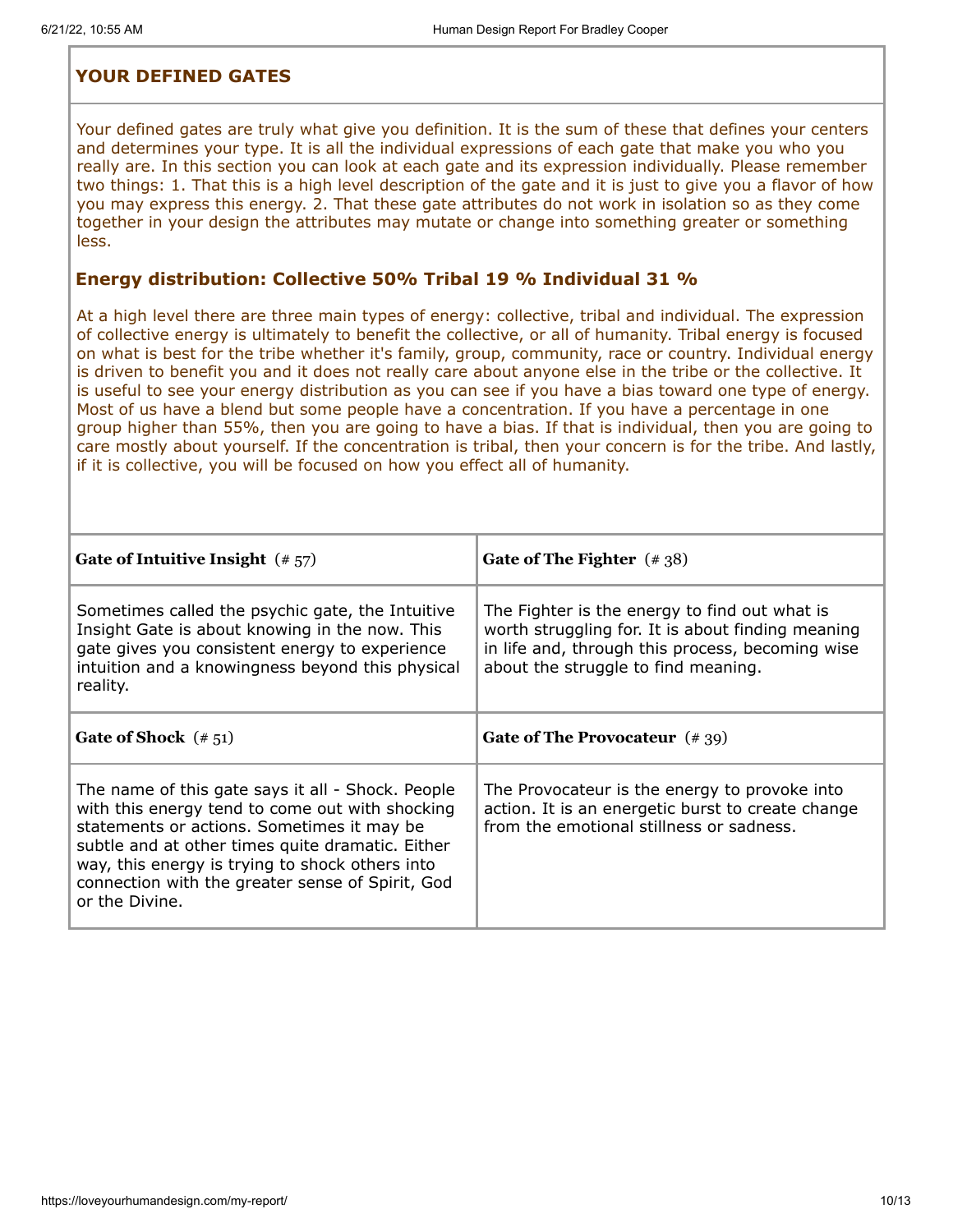## YOUR DEFINED GATES

Your defined gates are truly what give you definition. It is the sum of these that defines your centers and determines your type. It is all the individual expressions of each gate that make you who you really are. In this section you can look at each gate and its expression individually. Please remember two things: 1. That this is a high level description of the gate and it is just to give you a flavor of how you may express this energy. 2. That these gate attributes do not work in isolation so as they come together in your design the attributes may mutate or change into something greater or something less.

### Energy distribution: Collective 50% Tribal 19 % Individual 31 %

At a high level there are three main types of energy: collective, tribal and individual. The expression of collective energy is ultimately to benefit the collective, or all of humanity. Tribal energy is focused on what is best for the tribe whether it's family, group, community, race or country. Individual energy is driven to benefit you and it does not really care about anyone else in the tribe or the collective. It is useful to see your energy distribution as you can see if you have a bias toward one type of energy. Most of us have a blend but some people have a concentration. If you have a percentage in one group higher than 55%, then you are going to have a bias. If that is individual, then you are going to care mostly about yourself. If the concentration is tribal, then your concern is for the tribe. And lastly, if it is collective, you will be focused on how you effect all of humanity.

| **Gate of Intuitive Insight** (# 57) | **Gate of The Fighter** (# 38) |
| --- | --- |
| Sometimes called the psychic gate, the Intuitive Insight Gate is about knowing in the now. This gate gives you consistent energy to experience intuition and a knowingness beyond this physical reality. | The Fighter is the energy to find out what is worth struggling for. It is about finding meaning in life and, through this process, becoming wise about the struggle to find meaning. |
| **Gate of Shock** (# 51) | **Gate of The Provocateur** (# 39) |
| The name of this gate says it all - Shock. People with this energy tend to come out with shocking statements or actions. Sometimes it may be subtle and at other times quite dramatic. Either way, this energy is trying to shock others into connection with the greater sense of Spirit, God or the Divine. | The Provocateur is the energy to provoke into action. It is an energetic burst to create change from the emotional stillness or sadness. |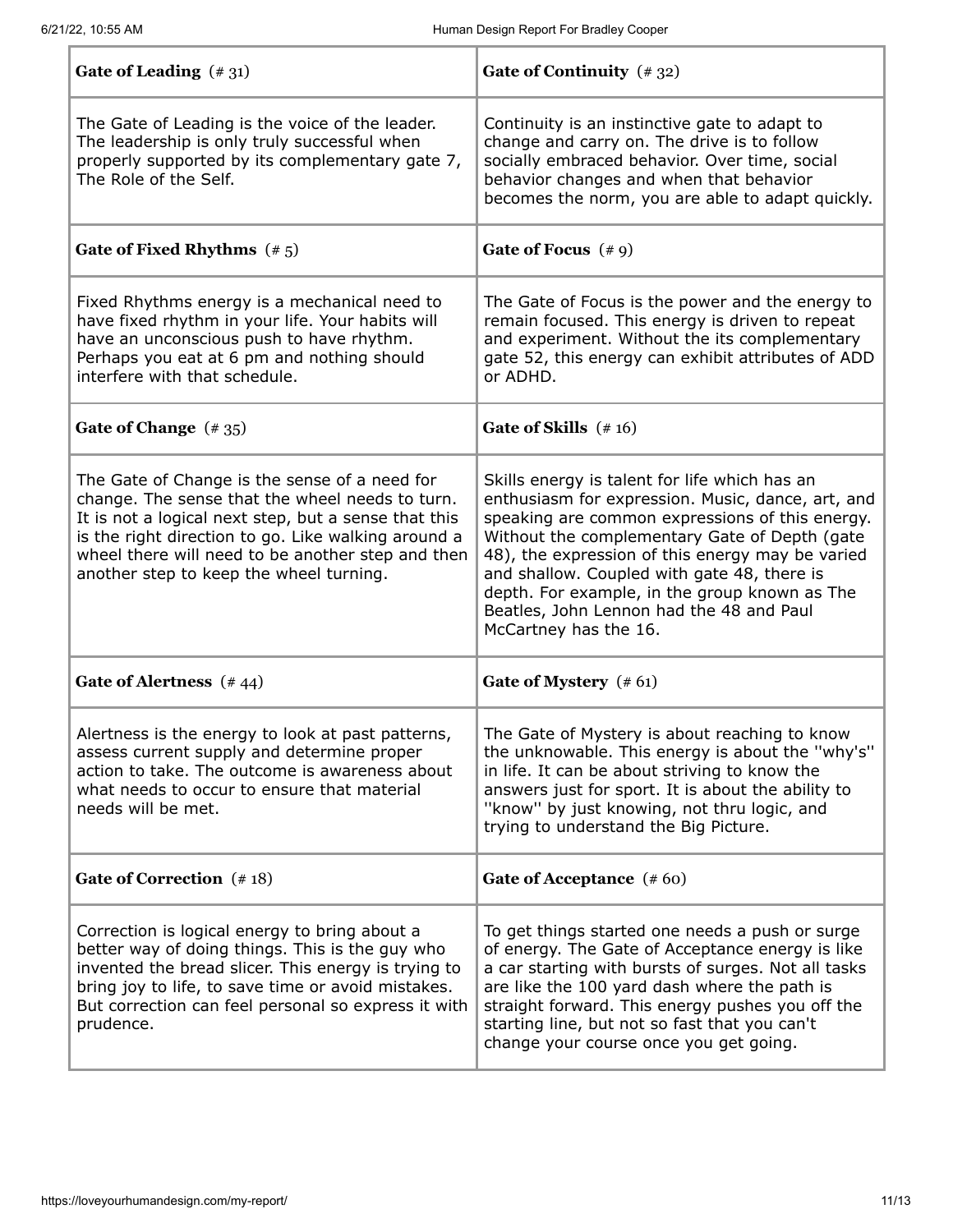| Gate of Leading (# 31) | Gate of Continuity (# 32) |
| --- | --- |
| The Gate of Leading is the voice of the leader. The leadership is only truly successful when properly supported by its complementary gate 7, The Role of the Self. | Continuity is an instinctive gate to adapt to change and carry on. The drive is to follow socially embraced behavior. Over time, social behavior changes and when that behavior becomes the norm, you are able to adapt quickly. |
| **Gate of Fixed Rhythms (# 5)** | **Gate of Focus (# 9)** |
| Fixed Rhythms energy is a mechanical need to have fixed rhythm in your life. Your habits will have an unconscious push to have rhythm. Perhaps you eat at 6 pm and nothing should interfere with that schedule. | The Gate of Focus is the power and the energy to remain focused. This energy is driven to repeat and experiment. Without the its complementary gate 52, this energy can exhibit attributes of ADD or ADHD. |
| **Gate of Change (# 35)** | **Gate of Skills (# 16)** |
| The Gate of Change is the sense of a need for change. The sense that the wheel needs to turn. It is not a logical next step, but a sense that this is the right direction to go. Like walking around a wheel there will need to be another step and then another step to keep the wheel turning. | Skills energy is talent for life which has an enthusiasm for expression. Music, dance, art, and speaking are common expressions of this energy. Without the complementary Gate of Depth (gate 48), the expression of this energy may be varied and shallow. Coupled with gate 48, there is depth. For example, in the group known as The Beatles, John Lennon had the 48 and Paul McCartney has the 16. |
| **Gate of Alertness (# 44)** | **Gate of Mystery (# 61)** |
| Alertness is the energy to look at past patterns, assess current supply and determine proper action to take. The outcome is awareness about what needs to occur to ensure that material needs will be met. | The Gate of Mystery is about reaching to know the unknowable. This energy is about the ''why's'' in life. It can be about striving to know the answers just for sport. It is about the ability to ''know'' by just knowing, not thru logic, and trying to understand the Big Picture. |
| **Gate of Correction (# 18)** | **Gate of Acceptance (# 60)** |
| Correction is logical energy to bring about a better way of doing things. This is the guy who invented the bread slicer. This energy is trying to bring joy to life, to save time or avoid mistakes. But correction can feel personal so express it with prudence. | To get things started one needs a push or surge of energy. The Gate of Acceptance energy is like a car starting with bursts of surges. Not all tasks are like the 100 yard dash where the path is straight forward. This energy pushes you off the starting line, but not so fast that you can't change your course once you get going. |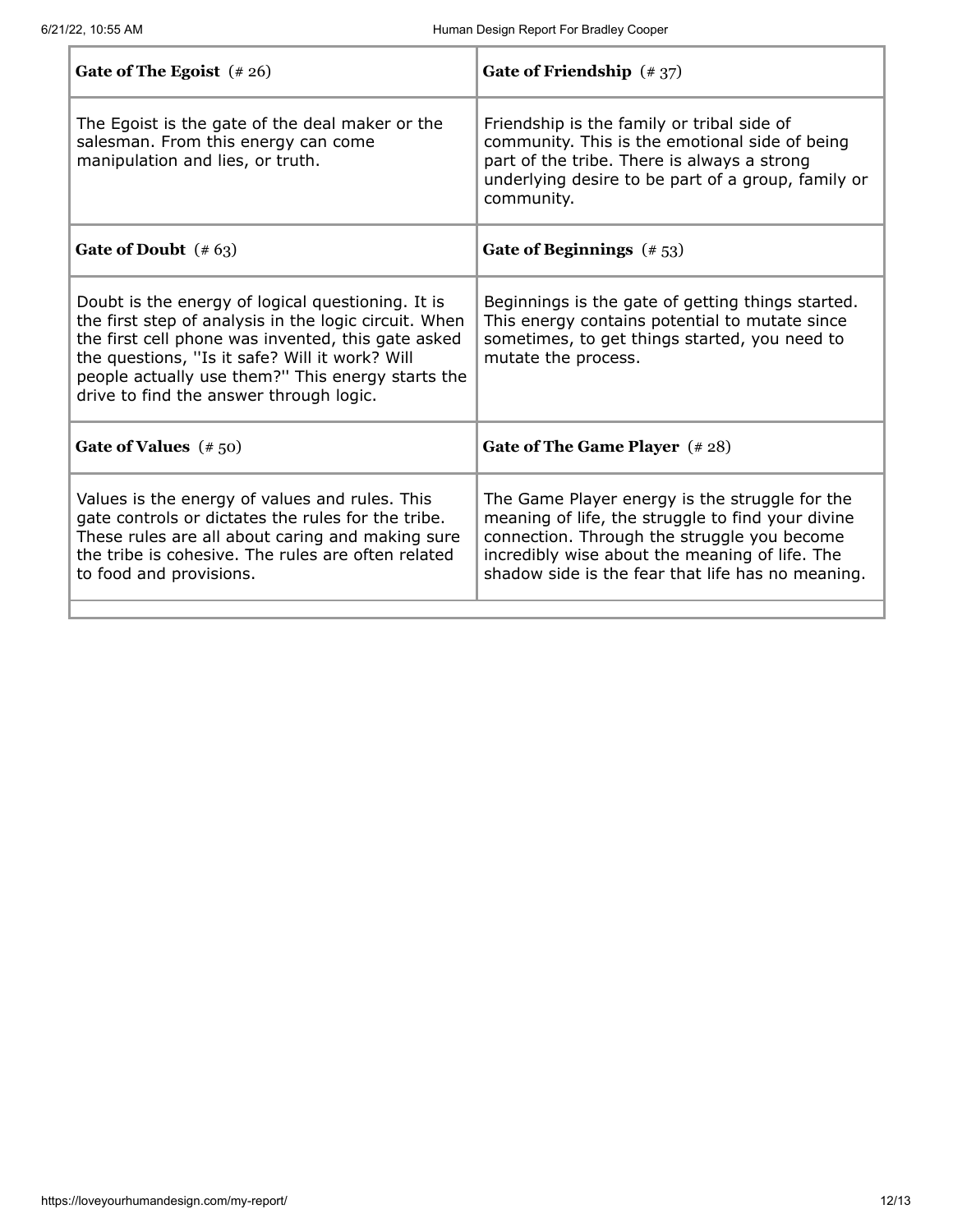| Gate of The Egoist (# 26) | Gate of Friendship (# 37) |
| --- | --- |
| The Egoist is the gate of the deal maker or the salesman. From this energy can come manipulation and lies, or truth. | Friendship is the family or tribal side of community. This is the emotional side of being part of the tribe. There is always a strong underlying desire to be part of a group, family or community. |
| **Gate of Doubt (# 63)** | **Gate of Beginnings (# 53)** |
| Doubt is the energy of logical questioning. It is the first step of analysis in the logic circuit. When the first cell phone was invented, this gate asked the questions, ''Is it safe? Will it work? Will people actually use them?'' This energy starts the drive to find the answer through logic. | Beginnings is the gate of getting things started. This energy contains potential to mutate since sometimes, to get things started, you need to mutate the process. |
| **Gate of Values (# 50)** | **Gate of The Game Player (# 28)** |
| Values is the energy of values and rules. This gate controls or dictates the rules for the tribe. These rules are all about caring and making sure the tribe is cohesive. The rules are often related to food and provisions. | The Game Player energy is the struggle for the meaning of life, the struggle to find your divine connection. Through the struggle you become incredibly wise about the meaning of life. The shadow side is the fear that life has no meaning. |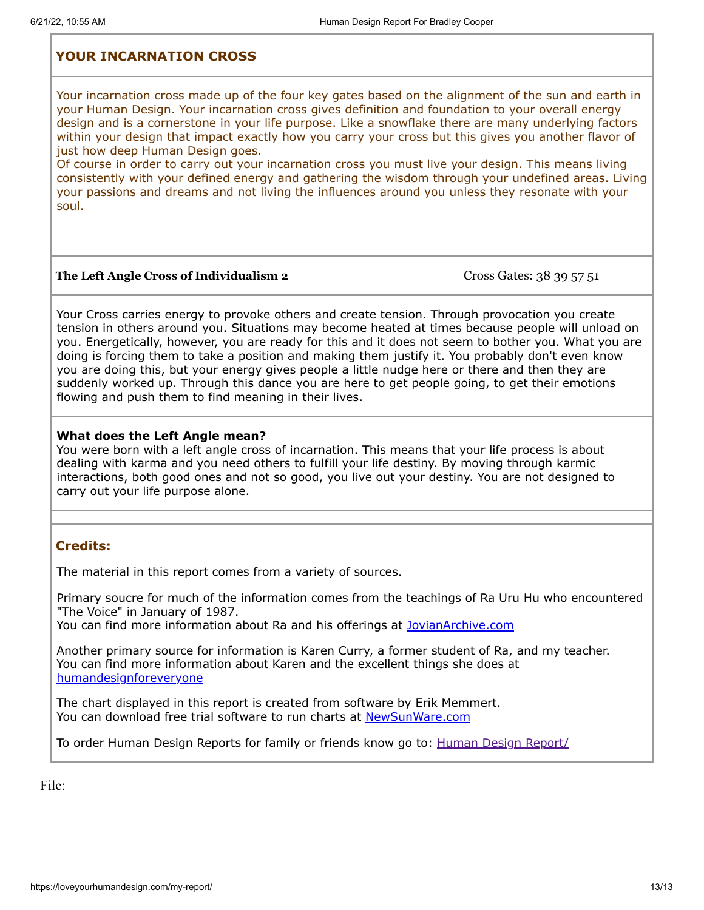## YOUR INCARNATION CROSS

Your incarnation cross made up of the four key gates based on the alignment of the sun and earth in your Human Design. Your incarnation cross gives definition and foundation to your overall energy design and is a cornerstone in your life purpose. Like a snowflake there are many underlying factors within your design that impact exactly how you carry your cross but this gives you another flavor of just how deep Human Design goes.
Of course in order to carry out your incarnation cross you must live your design. This means living consistently with your defined energy and gathering the wisdom through your undefined areas. Living your passions and dreams and not living the influences around you unless they resonate with your soul.

**The Left Angle Cross of Individualism 2** Cross Gates: 38 39 57 51

Your Cross carries energy to provoke others and create tension. Through provocation you create tension in others around you. Situations may become heated at times because people will unload on you. Energetically, however, you are ready for this and it does not seem to bother you. What you are doing is forcing them to take a position and making them justify it. You probably don't even know you are doing this, but your energy gives people a little nudge here or there and then they are suddenly worked up. Through this dance you are here to get people going, to get their emotions flowing and push them to find meaning in their lives.

**What does the Left Angle mean?**
You were born with a left angle cross of incarnation. This means that your life process is about dealing with karma and you need others to fulfill your life destiny. By moving through karmic interactions, both good ones and not so good, you live out your destiny. You are not designed to carry out your life purpose alone.

## Credits:

The material in this report comes from a variety of sources.

Primary soucre for much of the information comes from the teachings of Ra Uru Hu who encountered "The Voice" in January of 1987.
You can find more information about Ra and his offerings at JovianArchive.com

Another primary source for information is Karen Curry, a former student of Ra, and my teacher.
You can find more information about Karen and the excellent things she does at humandesignforeveryone

The chart displayed in this report is created from software by Erik Memmert.
You can download free trial software to run charts at NewSunWare.com

To order Human Design Reports for family or friends know go to: Human Design Report/

File: